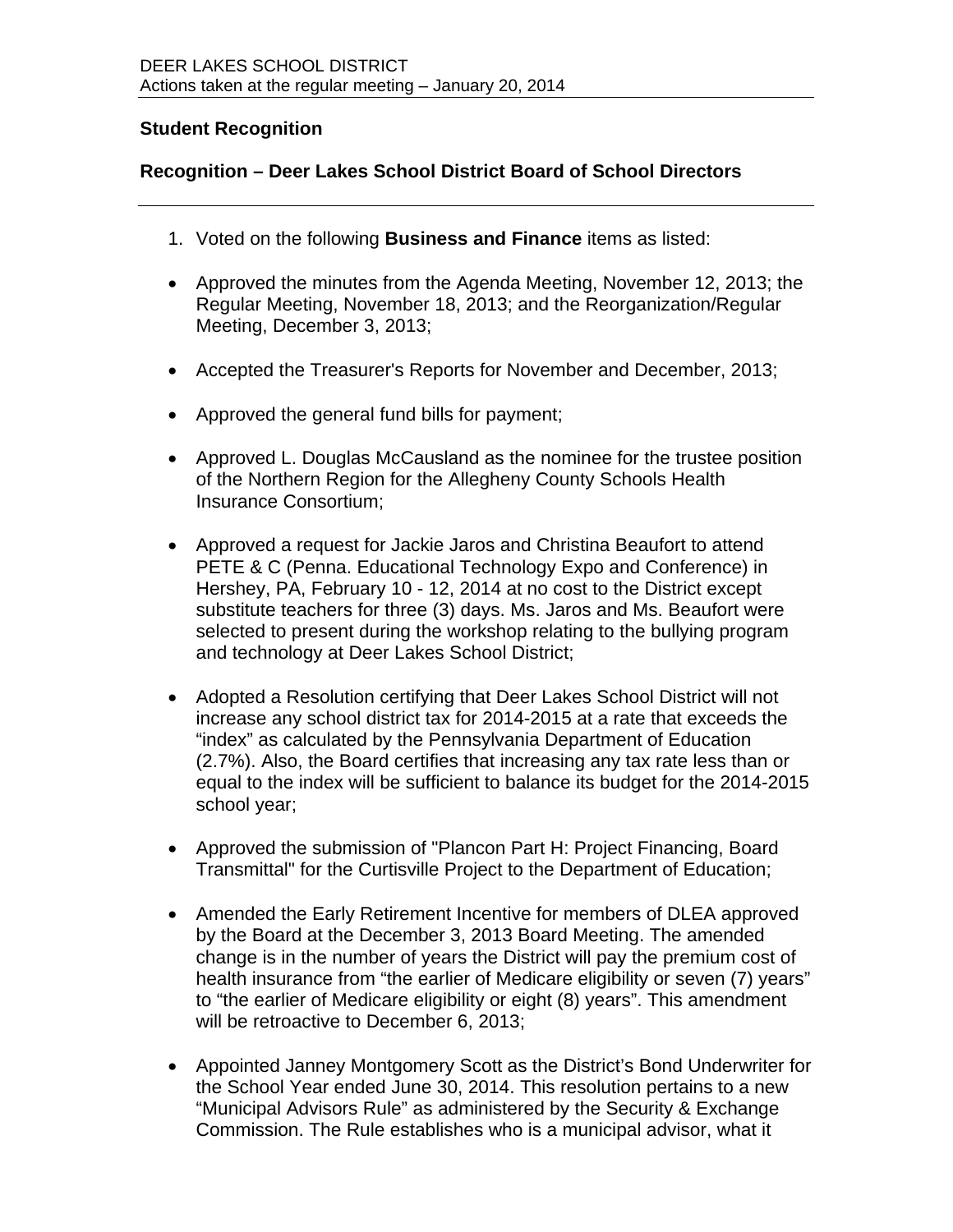DEER LAKES SCHOOL DISTRICT
Actions taken at the regular meeting – January 20, 2014

**Student Recognition**

**Recognition – Deer Lakes School District Board of School Directors**

---

1. Voted on the following **Business and Finance** items as listed:

- Approved the minutes from the Agenda Meeting, November 12, 2013; the Regular Meeting, November 18, 2013; and the Reorganization/Regular Meeting, December 3, 2013;

- Accepted the Treasurer's Reports for November and December, 2013;

- Approved the general fund bills for payment;

- Approved L. Douglas McCausland as the nominee for the trustee position of the Northern Region for the Allegheny County Schools Health Insurance Consortium;

- Approved a request for Jackie Jaros and Christina Beaufort to attend PETE & C (Penna. Educational Technology Expo and Conference) in Hershey, PA, February 10 - 12, 2014 at no cost to the District except substitute teachers for three (3) days. Ms. Jaros and Ms. Beaufort were selected to present during the workshop relating to the bullying program and technology at Deer Lakes School District;

- Adopted a Resolution certifying that Deer Lakes School District will not increase any school district tax for 2014-2015 at a rate that exceeds the "index" as calculated by the Pennsylvania Department of Education (2.7%). Also, the Board certifies that increasing any tax rate less than or equal to the index will be sufficient to balance its budget for the 2014-2015 school year;

- Approved the submission of "Plancon Part H: Project Financing, Board Transmittal" for the Curtisville Project to the Department of Education;

- Amended the Early Retirement Incentive for members of DLEA approved by the Board at the December 3, 2013 Board Meeting. The amended change is in the number of years the District will pay the premium cost of health insurance from "the earlier of Medicare eligibility or seven (7) years" to "the earlier of Medicare eligibility or eight (8) years". This amendment will be retroactive to December 6, 2013;

- Appointed Janney Montgomery Scott as the District's Bond Underwriter for the School Year ended June 30, 2014. This resolution pertains to a new "Municipal Advisors Rule" as administered by the Security & Exchange Commission. The Rule establishes who is a municipal advisor, what it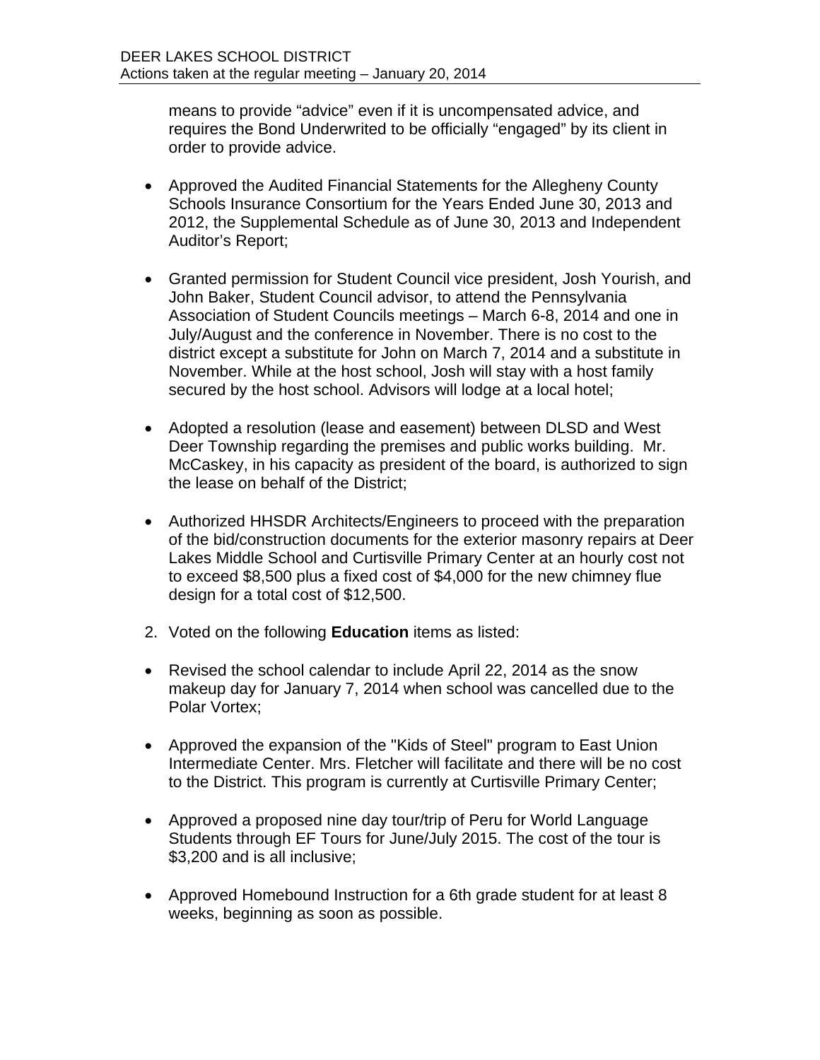means to provide "advice" even if it is uncompensated advice, and requires the Bond Underwrited to be officially "engaged" by its client in order to provide advice.

- Approved the Audited Financial Statements for the Allegheny County Schools Insurance Consortium for the Years Ended June 30, 2013 and 2012, the Supplemental Schedule as of June 30, 2013 and Independent Auditor's Report;

- Granted permission for Student Council vice president, Josh Yourish, and John Baker, Student Council advisor, to attend the Pennsylvania Association of Student Councils meetings – March 6-8, 2014 and one in July/August and the conference in November. There is no cost to the district except a substitute for John on March 7, 2014 and a substitute in November. While at the host school, Josh will stay with a host family secured by the host school. Advisors will lodge at a local hotel;

- Adopted a resolution (lease and easement) between DLSD and West Deer Township regarding the premises and public works building. Mr. McCaskey, in his capacity as president of the board, is authorized to sign the lease on behalf of the District;

- Authorized HHSDR Architects/Engineers to proceed with the preparation of the bid/construction documents for the exterior masonry repairs at Deer Lakes Middle School and Curtisville Primary Center at an hourly cost not to exceed $8,500 plus a fixed cost of $4,000 for the new chimney flue design for a total cost of $12,500.

2. Voted on the following **Education** items as listed:

- Revised the school calendar to include April 22, 2014 as the snow makeup day for January 7, 2014 when school was cancelled due to the Polar Vortex;

- Approved the expansion of the "Kids of Steel" program to East Union Intermediate Center. Mrs. Fletcher will facilitate and there will be no cost to the District. This program is currently at Curtisville Primary Center;

- Approved a proposed nine day tour/trip of Peru for World Language Students through EF Tours for June/July 2015. The cost of the tour is $3,200 and is all inclusive;

- Approved Homebound Instruction for a 6th grade student for at least 8 weeks, beginning as soon as possible.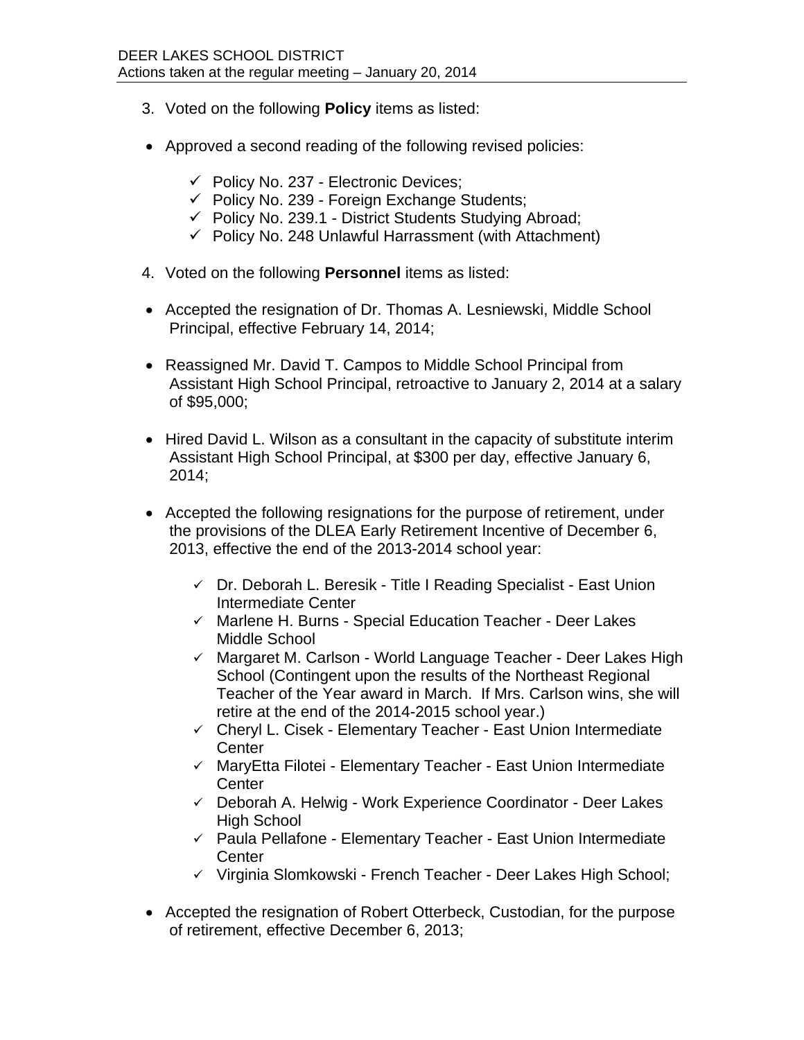3. Voted on the following **Policy** items as listed:

- Approved a second reading of the following revised policies:

  - ✓ Policy No. 237 - Electronic Devices;
  - ✓ Policy No. 239 - Foreign Exchange Students;
  - ✓ Policy No. 239.1 - District Students Studying Abroad;
  - ✓ Policy No. 248 Unlawful Harrassment (with Attachment)

4. Voted on the following **Personnel** items as listed:

- Accepted the resignation of Dr. Thomas A. Lesniewski, Middle School Principal, effective February 14, 2014;

- Reassigned Mr. David T. Campos to Middle School Principal from Assistant High School Principal, retroactive to January 2, 2014 at a salary of $95,000;

- Hired David L. Wilson as a consultant in the capacity of substitute interim Assistant High School Principal, at $300 per day, effective January 6, 2014;

- Accepted the following resignations for the purpose of retirement, under the provisions of the DLEA Early Retirement Incentive of December 6, 2013, effective the end of the 2013-2014 school year:

  - ✓ Dr. Deborah L. Beresik - Title I Reading Specialist - East Union Intermediate Center
  - ✓ Marlene H. Burns - Special Education Teacher - Deer Lakes Middle School
  - ✓ Margaret M. Carlson - World Language Teacher - Deer Lakes High School (Contingent upon the results of the Northeast Regional Teacher of the Year award in March. If Mrs. Carlson wins, she will retire at the end of the 2014-2015 school year.)
  - ✓ Cheryl L. Cisek - Elementary Teacher - East Union Intermediate Center
  - ✓ MaryEtta Filotei - Elementary Teacher - East Union Intermediate Center
  - ✓ Deborah A. Helwig - Work Experience Coordinator - Deer Lakes High School
  - ✓ Paula Pellafone - Elementary Teacher - East Union Intermediate Center
  - ✓ Virginia Slomkowski - French Teacher - Deer Lakes High School;

- Accepted the resignation of Robert Otterbeck, Custodian, for the purpose of retirement, effective December 6, 2013;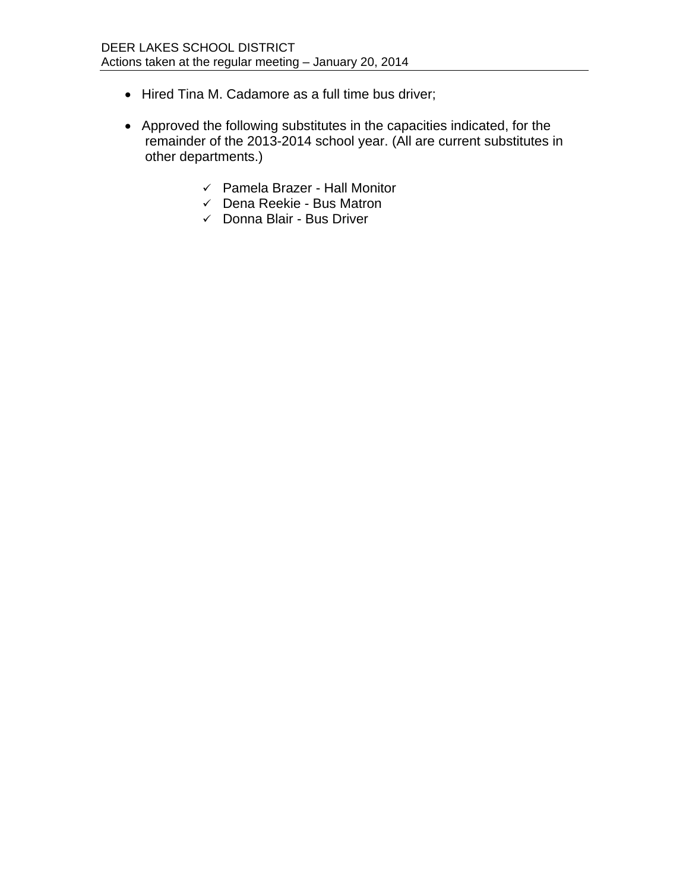- Hired Tina M. Cadamore as a full time bus driver;

- Approved the following substitutes in the capacities indicated, for the remainder of the 2013-2014 school year. (All are current substitutes in other departments.)

  - ✓ Pamela Brazer - Hall Monitor
  - ✓ Dena Reekie - Bus Matron
  - ✓ Donna Blair - Bus Driver